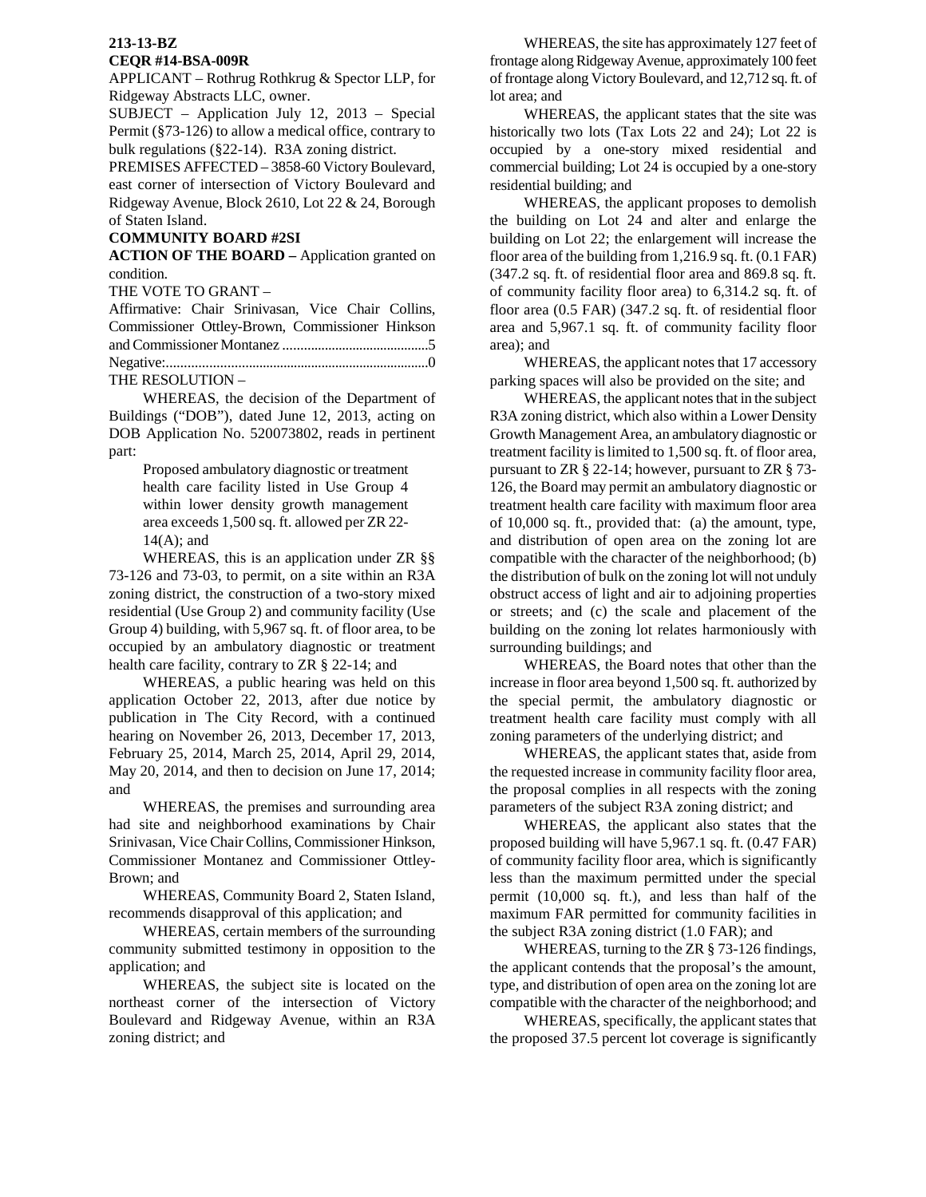**213-13-BZ**
**CEQR #14-BSA-009R**

APPLICANT – Rothrug Rothkrug & Spector LLP, for Ridgeway Abstracts LLC, owner.

SUBJECT – Application July 12, 2013 – Special Permit (§73-126) to allow a medical office, contrary to bulk regulations (§22-14). R3A zoning district.

PREMISES AFFECTED – 3858-60 Victory Boulevard, east corner of intersection of Victory Boulevard and Ridgeway Avenue, Block 2610, Lot 22 & 24, Borough of Staten Island.

**COMMUNITY BOARD #2SI**

**ACTION OF THE BOARD –** Application granted on condition.

THE VOTE TO GRANT –

Affirmative: Chair Srinivasan, Vice Chair Collins, Commissioner Ottley-Brown, Commissioner Hinkson and Commissioner Montanez ..........................................5

Negative:..........................................................................0

THE RESOLUTION –

WHEREAS, the decision of the Department of Buildings ("DOB"), dated June 12, 2013, acting on DOB Application No. 520073802, reads in pertinent part:

> Proposed ambulatory diagnostic or treatment health care facility listed in Use Group 4 within lower density growth management area exceeds 1,500 sq. ft. allowed per ZR 22-14(A); and

WHEREAS, this is an application under ZR §§ 73-126 and 73-03, to permit, on a site within an R3A zoning district, the construction of a two-story mixed residential (Use Group 2) and community facility (Use Group 4) building, with 5,967 sq. ft. of floor area, to be occupied by an ambulatory diagnostic or treatment health care facility, contrary to ZR § 22-14; and

WHEREAS, a public hearing was held on this application October 22, 2013, after due notice by publication in The City Record, with a continued hearing on November 26, 2013, December 17, 2013, February 25, 2014, March 25, 2014, April 29, 2014, May 20, 2014, and then to decision on June 17, 2014; and

WHEREAS, the premises and surrounding area had site and neighborhood examinations by Chair Srinivasan, Vice Chair Collins, Commissioner Hinkson, Commissioner Montanez and Commissioner Ottley-Brown; and

WHEREAS, Community Board 2, Staten Island, recommends disapproval of this application; and

WHEREAS, certain members of the surrounding community submitted testimony in opposition to the application; and

WHEREAS, the subject site is located on the northeast corner of the intersection of Victory Boulevard and Ridgeway Avenue, within an R3A zoning district; and

WHEREAS, the site has approximately 127 feet of frontage along Ridgeway Avenue, approximately 100 feet of frontage along Victory Boulevard, and 12,712 sq. ft. of lot area; and

WHEREAS, the applicant states that the site was historically two lots (Tax Lots 22 and 24); Lot 22 is occupied by a one-story mixed residential and commercial building; Lot 24 is occupied by a one-story residential building; and

WHEREAS, the applicant proposes to demolish the building on Lot 24 and alter and enlarge the building on Lot 22; the enlargement will increase the floor area of the building from 1,216.9 sq. ft. (0.1 FAR) (347.2 sq. ft. of residential floor area and 869.8 sq. ft. of community facility floor area) to 6,314.2 sq. ft. of floor area (0.5 FAR) (347.2 sq. ft. of residential floor area and 5,967.1 sq. ft. of community facility floor area); and

WHEREAS, the applicant notes that 17 accessory parking spaces will also be provided on the site; and

WHEREAS, the applicant notes that in the subject R3A zoning district, which also within a Lower Density Growth Management Area, an ambulatory diagnostic or treatment facility is limited to 1,500 sq. ft. of floor area, pursuant to ZR § 22-14; however, pursuant to ZR § 73-126, the Board may permit an ambulatory diagnostic or treatment health care facility with maximum floor area of 10,000 sq. ft., provided that: (a) the amount, type, and distribution of open area on the zoning lot are compatible with the character of the neighborhood; (b) the distribution of bulk on the zoning lot will not unduly obstruct access of light and air to adjoining properties or streets; and (c) the scale and placement of the building on the zoning lot relates harmoniously with surrounding buildings; and

WHEREAS, the Board notes that other than the increase in floor area beyond 1,500 sq. ft. authorized by the special permit, the ambulatory diagnostic or treatment health care facility must comply with all zoning parameters of the underlying district; and

WHEREAS, the applicant states that, aside from the requested increase in community facility floor area, the proposal complies in all respects with the zoning parameters of the subject R3A zoning district; and

WHEREAS, the applicant also states that the proposed building will have 5,967.1 sq. ft. (0.47 FAR) of community facility floor area, which is significantly less than the maximum permitted under the special permit (10,000 sq. ft.), and less than half of the maximum FAR permitted for community facilities in the subject R3A zoning district (1.0 FAR); and

WHEREAS, turning to the ZR § 73-126 findings, the applicant contends that the proposal's the amount, type, and distribution of open area on the zoning lot are compatible with the character of the neighborhood; and

WHEREAS, specifically, the applicant states that the proposed 37.5 percent lot coverage is significantly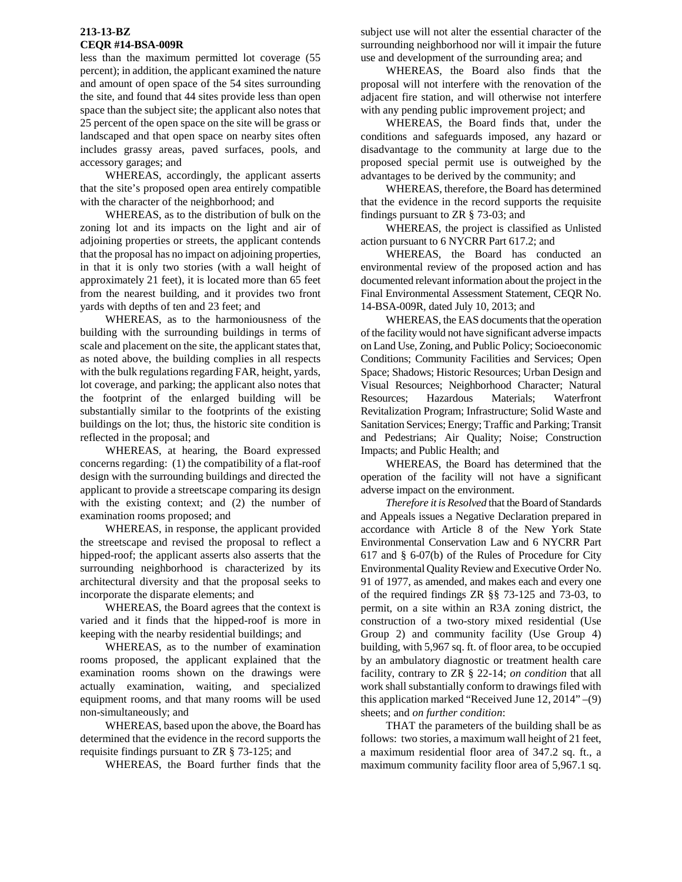**213-13-BZ**
**CEQR #14-BSA-009R**

less than the maximum permitted lot coverage (55 percent); in addition, the applicant examined the nature and amount of open space of the 54 sites surrounding the site, and found that 44 sites provide less than open space than the subject site; the applicant also notes that 25 percent of the open space on the site will be grass or landscaped and that open space on nearby sites often includes grassy areas, paved surfaces, pools, and accessory garages; and

WHEREAS, accordingly, the applicant asserts that the site's proposed open area entirely compatible with the character of the neighborhood; and

WHEREAS, as to the distribution of bulk on the zoning lot and its impacts on the light and air of adjoining properties or streets, the applicant contends that the proposal has no impact on adjoining properties, in that it is only two stories (with a wall height of approximately 21 feet), it is located more than 65 feet from the nearest building, and it provides two front yards with depths of ten and 23 feet; and

WHEREAS, as to the harmoniousness of the building with the surrounding buildings in terms of scale and placement on the site, the applicant states that, as noted above, the building complies in all respects with the bulk regulations regarding FAR, height, yards, lot coverage, and parking; the applicant also notes that the footprint of the enlarged building will be substantially similar to the footprints of the existing buildings on the lot; thus, the historic site condition is reflected in the proposal; and

WHEREAS, at hearing, the Board expressed concerns regarding: (1) the compatibility of a flat-roof design with the surrounding buildings and directed the applicant to provide a streetscape comparing its design with the existing context; and (2) the number of examination rooms proposed; and

WHEREAS, in response, the applicant provided the streetscape and revised the proposal to reflect a hipped-roof; the applicant asserts also asserts that the surrounding neighborhood is characterized by its architectural diversity and that the proposal seeks to incorporate the disparate elements; and

WHEREAS, the Board agrees that the context is varied and it finds that the hipped-roof is more in keeping with the nearby residential buildings; and

WHEREAS, as to the number of examination rooms proposed, the applicant explained that the examination rooms shown on the drawings were actually examination, waiting, and specialized equipment rooms, and that many rooms will be used non-simultaneously; and

WHEREAS, based upon the above, the Board has determined that the evidence in the record supports the requisite findings pursuant to ZR § 73-125; and

WHEREAS, the Board further finds that the subject use will not alter the essential character of the surrounding neighborhood nor will it impair the future use and development of the surrounding area; and

WHEREAS, the Board also finds that the proposal will not interfere with the renovation of the adjacent fire station, and will otherwise not interfere with any pending public improvement project; and

WHEREAS, the Board finds that, under the conditions and safeguards imposed, any hazard or disadvantage to the community at large due to the proposed special permit use is outweighed by the advantages to be derived by the community; and

WHEREAS, therefore, the Board has determined that the evidence in the record supports the requisite findings pursuant to ZR § 73-03; and

WHEREAS, the project is classified as Unlisted action pursuant to 6 NYCRR Part 617.2; and

WHEREAS, the Board has conducted an environmental review of the proposed action and has documented relevant information about the project in the Final Environmental Assessment Statement, CEQR No. 14-BSA-009R, dated July 10, 2013; and

WHEREAS, the EAS documents that the operation of the facility would not have significant adverse impacts on Land Use, Zoning, and Public Policy; Socioeconomic Conditions; Community Facilities and Services; Open Space; Shadows; Historic Resources; Urban Design and Visual Resources; Neighborhood Character; Natural Resources; Hazardous Materials; Waterfront Revitalization Program; Infrastructure; Solid Waste and Sanitation Services; Energy; Traffic and Parking; Transit and Pedestrians; Air Quality; Noise; Construction Impacts; and Public Health; and

WHEREAS, the Board has determined that the operation of the facility will not have a significant adverse impact on the environment.

*Therefore it is Resolved* that the Board of Standards and Appeals issues a Negative Declaration prepared in accordance with Article 8 of the New York State Environmental Conservation Law and 6 NYCRR Part 617 and § 6-07(b) of the Rules of Procedure for City Environmental Quality Review and Executive Order No. 91 of 1977, as amended, and makes each and every one of the required findings ZR §§ 73-125 and 73-03, to permit, on a site within an R3A zoning district, the construction of a two-story mixed residential (Use Group 2) and community facility (Use Group 4) building, with 5,967 sq. ft. of floor area, to be occupied by an ambulatory diagnostic or treatment health care facility, contrary to ZR § 22-14; *on condition* that all work shall substantially conform to drawings filed with this application marked "Received June 12, 2014" –(9) sheets; and *on further condition*:

THAT the parameters of the building shall be as follows: two stories, a maximum wall height of 21 feet, a maximum residential floor area of 347.2 sq. ft., a maximum community facility floor area of 5,967.1 sq.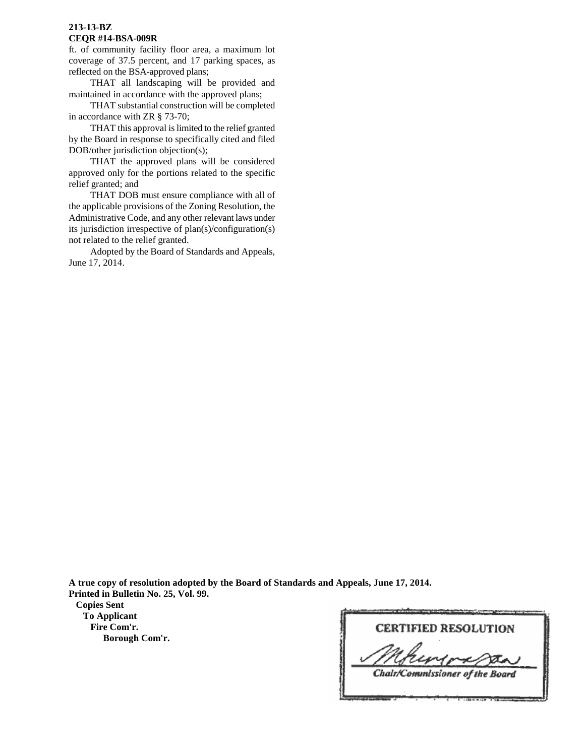**213-13-BZ**
**CEQR #14-BSA-009R**

ft. of community facility floor area, a maximum lot coverage of 37.5 percent, and 17 parking spaces, as reflected on the BSA-approved plans;

THAT all landscaping will be provided and maintained in accordance with the approved plans;

THAT substantial construction will be completed in accordance with ZR § 73-70;

THAT this approval is limited to the relief granted by the Board in response to specifically cited and filed DOB/other jurisdiction objection(s);

THAT the approved plans will be considered approved only for the portions related to the specific relief granted; and

THAT DOB must ensure compliance with all of the applicable provisions of the Zoning Resolution, the Administrative Code, and any other relevant laws under its jurisdiction irrespective of plan(s)/configuration(s) not related to the relief granted.

Adopted by the Board of Standards and Appeals, June 17, 2014.

**A true copy of resolution adopted by the Board of Standards and Appeals, June 17, 2014.**
**Printed in Bulletin No. 25, Vol. 99.**

**Copies Sent**
**To Applicant**
**Fire Com'r.**
**Borough Com'r.**

CERTIFIED RESOLUTION

*Chair/Commissioner of the Board*